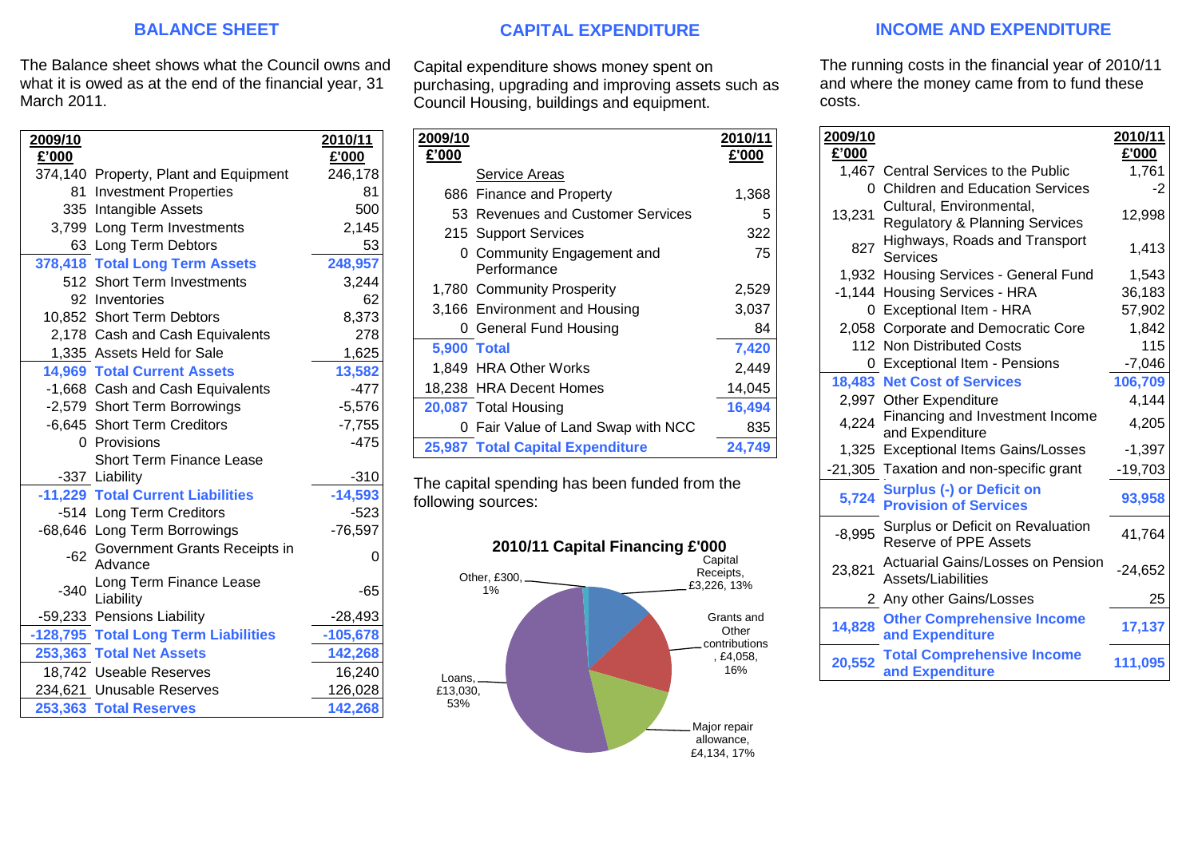## BALANCE SHEET

The Balance sheet shows what the Council owns and what it is owed as at the end of the financial year, 31 March 2011.

| 2009/10 £'000 | | 2010/11 £'000 |
|---|---|---|
| 374,140 | Property, Plant and Equipment | 246,178 |
| 81 | Investment Properties | 81 |
| 335 | Intangible Assets | 500 |
| 3,799 | Long Term Investments | 2,145 |
| 63 | Long Term Debtors | 53 |
| **378,418** | **Total Long Term Assets** | **248,957** |
| 512 | Short Term Investments | 3,244 |
| 92 | Inventories | 62 |
| 10,852 | Short Term Debtors | 8,373 |
| 2,178 | Cash and Cash Equivalents | 278 |
| 1,335 | Assets Held for Sale | 1,625 |
| **14,969** | **Total Current Assets** | **13,582** |
| -1,668 | Cash and Cash Equivalents | -477 |
| -2,579 | Short Term Borrowings | -5,576 |
| -6,645 | Short Term Creditors | -7,755 |
| 0 | Provisions | -475 |
| -337 | Short Term Finance Lease Liability | -310 |
| **-11,229** | **Total Current Liabilities** | **-14,593** |
| -514 | Long Term Creditors | -523 |
| -68,646 | Long Term Borrowings | -76,597 |
| -62 | Government Grants Receipts in Advance | 0 |
| -340 | Long Term Finance Lease Liability | -65 |
| -59,233 | Pensions Liability | -28,493 |
| **-128,795** | **Total Long Term Liabilities** | **-105,678** |
| **253,363** | **Total Net Assets** | **142,268** |
| 18,742 | Useable Reserves | 16,240 |
| 234,621 | Unusable Reserves | 126,028 |
| **253,363** | **Total Reserves** | **142,268** |

## CAPITAL EXPENDITURE

Capital expenditure shows money spent on purchasing, upgrading and improving assets such as Council Housing, buildings and equipment.

| 2009/10 £'000 | | 2010/11 £'000 |
|---|---|---|
| | Service Areas | |
| 686 | Finance and Property | 1,368 |
| 53 | Revenues and Customer Services | 5 |
| 215 | Support Services | 322 |
| 0 | Community Engagement and Performance | 75 |
| 1,780 | Community Prosperity | 2,529 |
| 3,166 | Environment and Housing | 3,037 |
| 0 | General Fund Housing | 84 |
| **5,900** | **Total** | **7,420** |
| 1,849 | HRA Other Works | 2,449 |
| 18,238 | HRA Decent Homes | 14,045 |
| **20,087** | Total Housing | **16,494** |
| 0 | Fair Value of Land Swap with NCC | 835 |
| **25,987** | **Total Capital Expenditure** | **24,749** |

The capital spending has been funded from the following sources:

**2010/11 Capital Financing £'000**

- Capital Receipts, £3,226, 13%
- Grants and Other contributions, £4,058, 16%
- Major repair allowance, £4,134, 17%
- Loans, £13,030, 53%
- Other, £300, 1%

## INCOME AND EXPENDITURE

The running costs in the financial year of 2010/11 and where the money came from to fund these costs.

| 2009/10 £'000 | | 2010/11 £'000 |
|---|---|---|
| 1,467 | Central Services to the Public | 1,761 |
| 0 | Children and Education Services | -2 |
| 13,231 | Cultural, Environmental, Regulatory & Planning Services | 12,998 |
| 827 | Highways, Roads and Transport Services | 1,413 |
| 1,932 | Housing Services - General Fund | 1,543 |
| -1,144 | Housing Services - HRA | 36,183 |
| 0 | Exceptional Item - HRA | 57,902 |
| 2,058 | Corporate and Democratic Core | 1,842 |
| 112 | Non Distributed Costs | 115 |
| 0 | Exceptional Item - Pensions | -7,046 |
| **18,483** | **Net Cost of Services** | **106,709** |
| 2,997 | Other Expenditure | 4,144 |
| 4,224 | Financing and Investment Income and Expenditure | 4,205 |
| 1,325 | Exceptional Items Gains/Losses | -1,397 |
| -21,305 | Taxation and non-specific grant | -19,703 |
| **5,724** | **Surplus (-) or Deficit on Provision of Services** | **93,958** |
| -8,995 | Surplus or Deficit on Revaluation Reserve of PPE Assets | 41,764 |
| 23,821 | Actuarial Gains/Losses on Pension Assets/Liabilities | -24,652 |
| 2 | Any other Gains/Losses | 25 |
| **14,828** | **Other Comprehensive Income and Expenditure** | **17,137** |
| **20,552** | **Total Comprehensive Income and Expenditure** | **111,095** |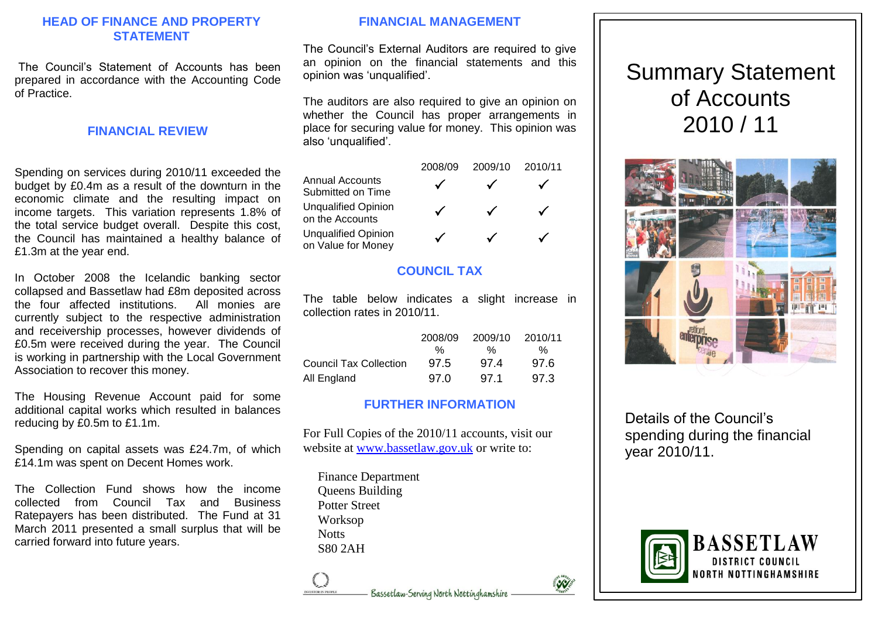## HEAD OF FINANCE AND PROPERTY STATEMENT

The Council's Statement of Accounts has been prepared in accordance with the Accounting Code of Practice.

## FINANCIAL REVIEW

Spending on services during 2010/11 exceeded the budget by £0.4m as a result of the downturn in the economic climate and the resulting impact on income targets. This variation represents 1.8% of the total service budget overall. Despite this cost, the Council has maintained a healthy balance of £1.3m at the year end.

In October 2008 the Icelandic banking sector collapsed and Bassetlaw had £8m deposited across the four affected institutions. All monies are currently subject to the respective administration and receivership processes, however dividends of £0.5m were received during the year. The Council is working in partnership with the Local Government Association to recover this money.

The Housing Revenue Account paid for some additional capital works which resulted in balances reducing by £0.5m to £1.1m.

Spending on capital assets was £24.7m, of which £14.1m was spent on Decent Homes work.

The Collection Fund shows how the income collected from Council Tax and Business Ratepayers has been distributed. The Fund at 31 March 2011 presented a small surplus that will be carried forward into future years.

## FINANCIAL MANAGEMENT

The Council's External Auditors are required to give an opinion on the financial statements and this opinion was 'unqualified'.

The auditors are also required to give an opinion on whether the Council has proper arrangements in place for securing value for money. This opinion was also 'unqualified'.

| | 2008/09 | 2009/10 | 2010/11 |
|---|---|---|---|
| Annual Accounts Submitted on Time | ✓ | ✓ | ✓ |
| Unqualified Opinion on the Accounts | ✓ | ✓ | ✓ |
| Unqualified Opinion on Value for Money | ✓ | ✓ | ✓ |

## COUNCIL TAX

The table below indicates a slight increase in collection rates in 2010/11.

| | 2008/09 % | 2009/10 % | 2010/11 % |
|---|---|---|---|
| Council Tax Collection | 97.5 | 97.4 | 97.6 |
| All England | 97.0 | 97.1 | 97.3 |

## FURTHER INFORMATION

For Full Copies of the 2010/11 accounts, visit our website at [www.bassetlaw.gov.uk](http://www.bassetlaw.gov.uk) or write to:

Finance Department
Queens Building
Potter Street
Worksop
Notts
S80 2AH

Bassetlaw-Serving North Nottinghamshire

# Summary Statement of Accounts 2010 / 11

Details of the Council's spending during the financial year 2010/11.

BASSETLAW DISTRICT COUNCIL NORTH NOTTINGHAMSHIRE